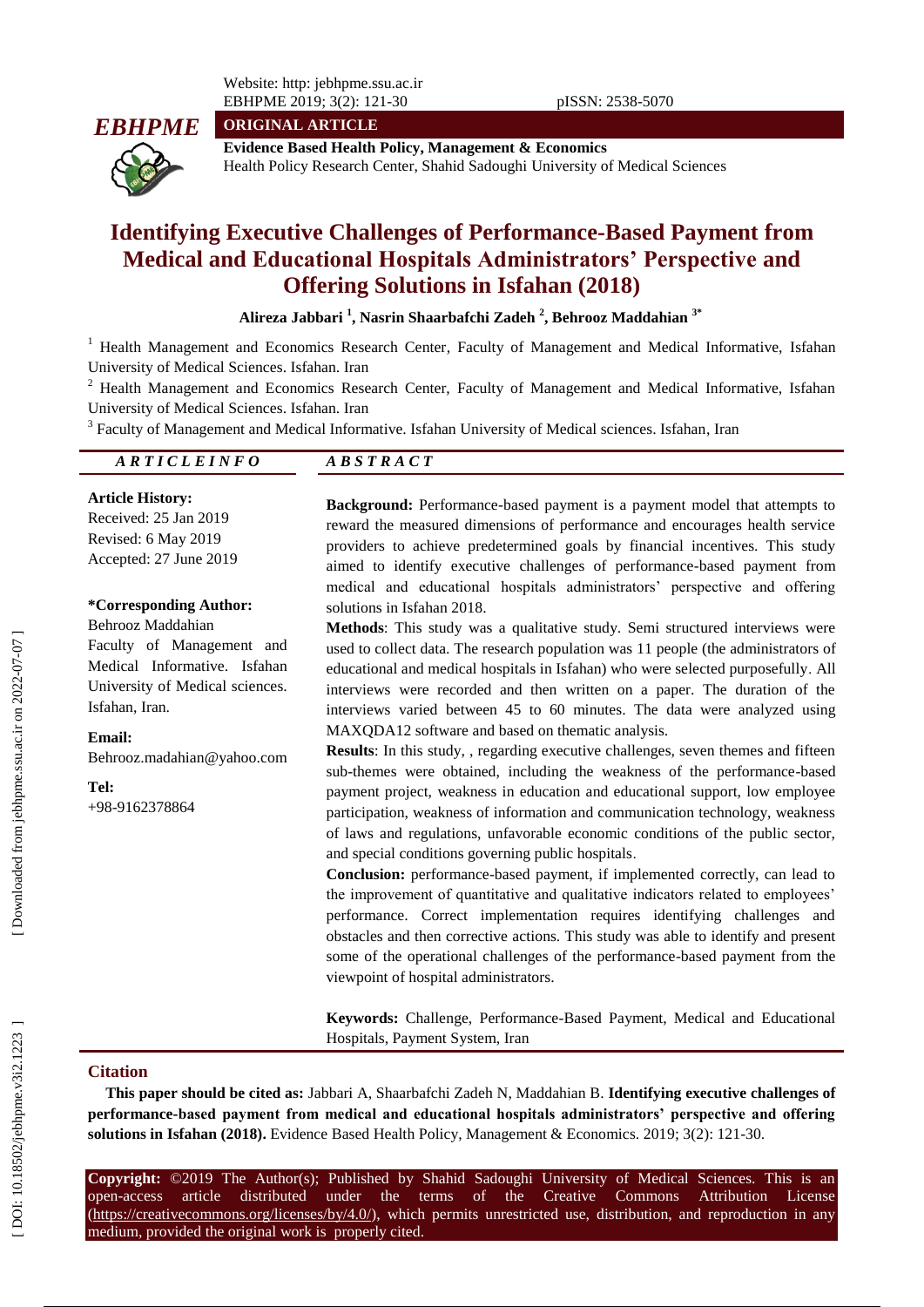Website: http: jebhpme.ssu.ac.ir
EBHPME 2019; 3(2): 121-30 pISSN: 2538-5070

**ORIGINAL ARTICLE**

**Evidence Based Health Policy, Management & Economics**
Health Policy Research Center, Shahid Sadoughi University of Medical Sciences

# Identifying Executive Challenges of Performance-Based Payment from Medical and Educational Hospitals Administrators' Perspective and Offering Solutions in Isfahan (2018)

**Alireza Jabbari [1], Nasrin Shaarbafchi Zadeh [2], Behrooz Maddahian [3*]**

[1] Health Management and Economics Research Center, Faculty of Management and Medical Informative, Isfahan University of Medical Sciences. Isfahan. Iran

[2] Health Management and Economics Research Center, Faculty of Management and Medical Informative, Isfahan University of Medical Sciences. Isfahan. Iran

[3] Faculty of Management and Medical Informative. Isfahan University of Medical sciences. Isfahan, Iran

## ARTICLE INFO

**Article History:**
Received: 25 Jan 2019
Revised: 6 May 2019
Accepted: 27 June 2019

**\*Corresponding Author:**
Behrooz Maddahian
Faculty of Management and Medical Informative. Isfahan University of Medical sciences. Isfahan, Iran.

**Email:**
Behrooz.madahian@yahoo.com

**Tel:**
+98-9162378864

## ABSTRACT

**Background:** Performance-based payment is a payment model that attempts to reward the measured dimensions of performance and encourages health service providers to achieve predetermined goals by financial incentives. This study aimed to identify executive challenges of performance-based payment from medical and educational hospitals administrators' perspective and offering solutions in Isfahan 2018.

**Methods**: This study was a qualitative study. Semi structured interviews were used to collect data. The research population was 11 people (the administrators of educational and medical hospitals in Isfahan) who were selected purposefully. All interviews were recorded and then written on a paper. The duration of the interviews varied between 45 to 60 minutes. The data were analyzed using MAXQDA12 software and based on thematic analysis.

**Results**: In this study, , regarding executive challenges, seven themes and fifteen sub-themes were obtained, including the weakness of the performance-based payment project, weakness in education and educational support, low employee participation, weakness of information and communication technology, weakness of laws and regulations, unfavorable economic conditions of the public sector, and special conditions governing public hospitals.

**Conclusion:** performance-based payment, if implemented correctly, can lead to the improvement of quantitative and qualitative indicators related to employees' performance. Correct implementation requires identifying challenges and obstacles and then corrective actions. This study was able to identify and present some of the operational challenges of the performance-based payment from the viewpoint of hospital administrators.

**Keywords:** Challenge, Performance-Based Payment, Medical and Educational Hospitals, Payment System, Iran

## Citation

**This paper should be cited as:** Jabbari A, Shaarbafchi Zadeh N, Maddahian B. **Identifying executive challenges of performance-based payment from medical and educational hospitals administrators' perspective and offering solutions in Isfahan (2018).** Evidence Based Health Policy, Management & Economics. 2019; 3(2): 121-30.

**Copyright:** ©2019 The Author(s); Published by Shahid Sadoughi University of Medical Sciences. This is an open-access article distributed under the terms of the Creative Commons Attribution License (https://creativecommons.org/licenses/by/4.0/), which permits unrestricted use, distribution, and reproduction in any medium, provided the original work is properly cited.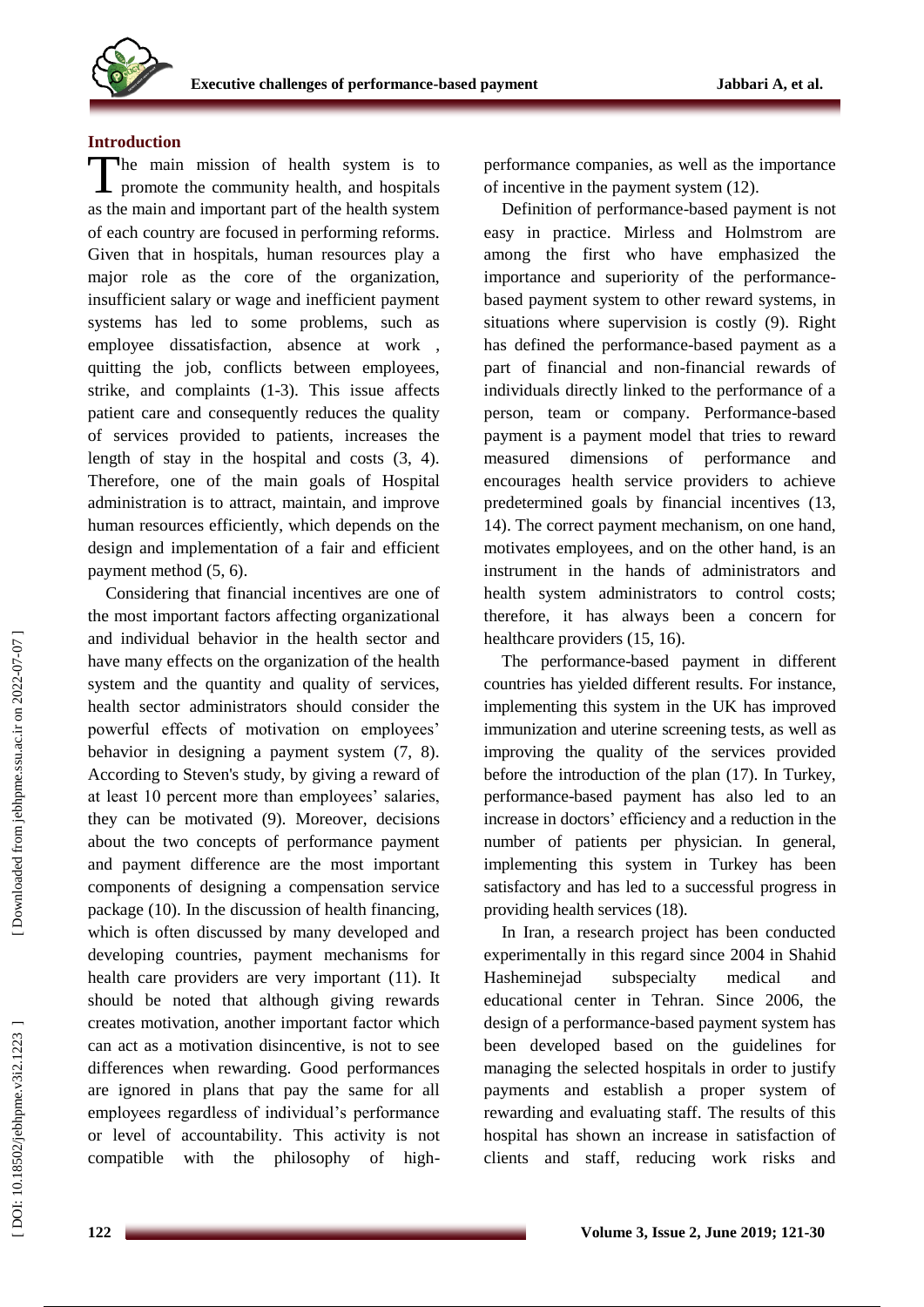## Introduction

The main mission of health system is to promote the community health, and hospitals as the main and important part of the health system of each country are focused in performing reforms. Given that in hospitals, human resources play a major role as the core of the organization, insufficient salary or wage and inefficient payment systems has led to some problems, such as employee dissatisfaction, absence at work , quitting the job, conflicts between employees, strike, and complaints (1-3). This issue affects patient care and consequently reduces the quality of services provided to patients, increases the length of stay in the hospital and costs (3, 4). Therefore, one of the main goals of Hospital administration is to attract, maintain, and improve human resources efficiently, which depends on the design and implementation of a fair and efficient payment method (5, 6).

Considering that financial incentives are one of the most important factors affecting organizational and individual behavior in the health sector and have many effects on the organization of the health system and the quantity and quality of services, health sector administrators should consider the powerful effects of motivation on employees' behavior in designing a payment system (7, 8). According to Steven's study, by giving a reward of at least 10 percent more than employees' salaries, they can be motivated (9). Moreover, decisions about the two concepts of performance payment and payment difference are the most important components of designing a compensation service package (10). In the discussion of health financing, which is often discussed by many developed and developing countries, payment mechanisms for health care providers are very important (11). It should be noted that although giving rewards creates motivation, another important factor which can act as a motivation disincentive, is not to see differences when rewarding. Good performances are ignored in plans that pay the same for all employees regardless of individual's performance or level of accountability. This activity is not compatible with the philosophy of high-performance companies, as well as the importance of incentive in the payment system (12).

Definition of performance-based payment is not easy in practice. Mirless and Holmstrom are among the first who have emphasized the importance and superiority of the performance-based payment system to other reward systems, in situations where supervision is costly (9). Right has defined the performance-based payment as a part of financial and non-financial rewards of individuals directly linked to the performance of a person, team or company. Performance-based payment is a payment model that tries to reward measured dimensions of performance and encourages health service providers to achieve predetermined goals by financial incentives (13, 14). The correct payment mechanism, on one hand, motivates employees, and on the other hand, is an instrument in the hands of administrators and health system administrators to control costs; therefore, it has always been a concern for healthcare providers (15, 16).

The performance-based payment in different countries has yielded different results. For instance, implementing this system in the UK has improved immunization and uterine screening tests, as well as improving the quality of the services provided before the introduction of the plan (17). In Turkey, performance-based payment has also led to an increase in doctors' efficiency and a reduction in the number of patients per physician. In general, implementing this system in Turkey has been satisfactory and has led to a successful progress in providing health services (18).

In Iran, a research project has been conducted experimentally in this regard since 2004 in Shahid Hasheminejad subspecialty medical and educational center in Tehran. Since 2006, the design of a performance-based payment system has been developed based on the guidelines for managing the selected hospitals in order to justify payments and establish a proper system of rewarding and evaluating staff. The results of this hospital has shown an increase in satisfaction of clients and staff, reducing work risks and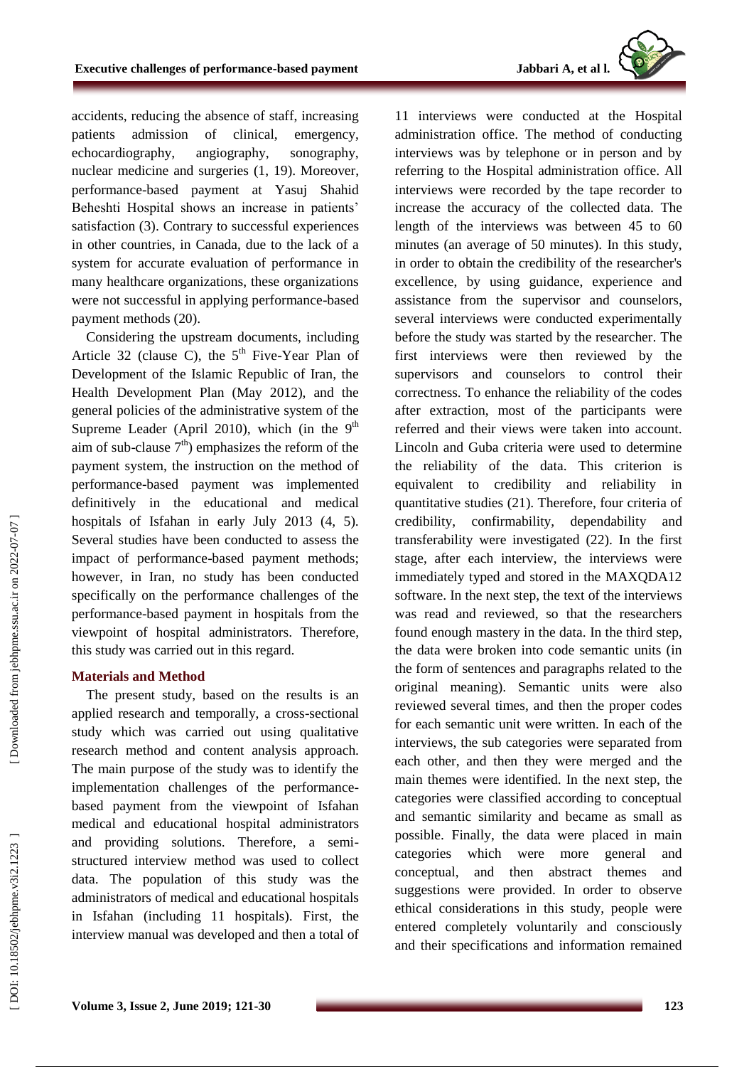accidents, reducing the absence of staff, increasing patients admission of clinical, emergency, echocardiography, angiography, sonography, nuclear medicine and surgeries (1, 19). Moreover, performance-based payment at Yasuj Shahid Beheshti Hospital shows an increase in patients' satisfaction (3). Contrary to successful experiences in other countries, in Canada, due to the lack of a system for accurate evaluation of performance in many healthcare organizations, these organizations were not successful in applying performance-based payment methods (20).

Considering the upstream documents, including Article 32 (clause C), the 5th Five-Year Plan of Development of the Islamic Republic of Iran, the Health Development Plan (May 2012), and the general policies of the administrative system of the Supreme Leader (April 2010), which (in the 9th aim of sub-clause 7th) emphasizes the reform of the payment system, the instruction on the method of performance-based payment was implemented definitively in the educational and medical hospitals of Isfahan in early July 2013 (4, 5). Several studies have been conducted to assess the impact of performance-based payment methods; however, in Iran, no study has been conducted specifically on the performance challenges of the performance-based payment in hospitals from the viewpoint of hospital administrators. Therefore, this study was carried out in this regard.

## Materials and Method

The present study, based on the results is an applied research and temporally, a cross-sectional study which was carried out using qualitative research method and content analysis approach. The main purpose of the study was to identify the implementation challenges of the performance-based payment from the viewpoint of Isfahan medical and educational hospital administrators and providing solutions. Therefore, a semi-structured interview method was used to collect data. The population of this study was the administrators of medical and educational hospitals in Isfahan (including 11 hospitals). First, the interview manual was developed and then a total of 11 interviews were conducted at the Hospital administration office. The method of conducting interviews was by telephone or in person and by referring to the Hospital administration office. All interviews were recorded by the tape recorder to increase the accuracy of the collected data. The length of the interviews was between 45 to 60 minutes (an average of 50 minutes). In this study, in order to obtain the credibility of the researcher's excellence, by using guidance, experience and assistance from the supervisor and counselors, several interviews were conducted experimentally before the study was started by the researcher. The first interviews were then reviewed by the supervisors and counselors to control their correctness. To enhance the reliability of the codes after extraction, most of the participants were referred and their views were taken into account. Lincoln and Guba criteria were used to determine the reliability of the data. This criterion is equivalent to credibility and reliability in quantitative studies (21). Therefore, four criteria of credibility, confirmability, dependability and transferability were investigated (22). In the first stage, after each interview, the interviews were immediately typed and stored in the MAXQDA12 software. In the next step, the text of the interviews was read and reviewed, so that the researchers found enough mastery in the data. In the third step, the data were broken into code semantic units (in the form of sentences and paragraphs related to the original meaning). Semantic units were also reviewed several times, and then the proper codes for each semantic unit were written. In each of the interviews, the sub categories were separated from each other, and then they were merged and the main themes were identified. In the next step, the categories were classified according to conceptual and semantic similarity and became as small as possible. Finally, the data were placed in main categories which were more general and conceptual, and then abstract themes and suggestions were provided. In order to observe ethical considerations in this study, people were entered completely voluntarily and consciously and their specifications and information remained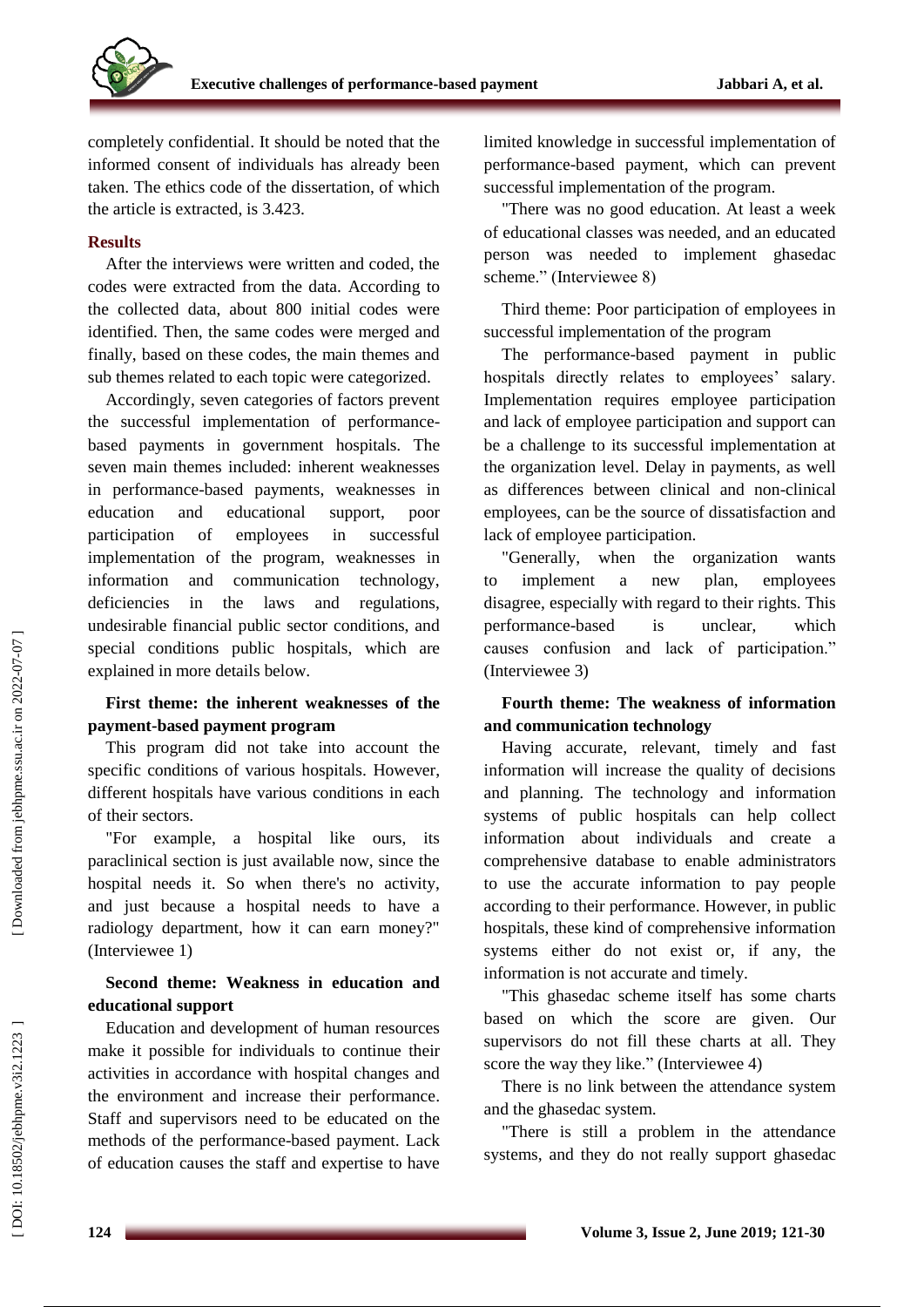completely confidential. It should be noted that the informed consent of individuals has already been taken. The ethics code of the dissertation, of which the article is extracted, is 3.423.

## Results

After the interviews were written and coded, the codes were extracted from the data. According to the collected data, about 800 initial codes were identified. Then, the same codes were merged and finally, based on these codes, the main themes and sub themes related to each topic were categorized.

Accordingly, seven categories of factors prevent the successful implementation of performance-based payments in government hospitals. The seven main themes included: inherent weaknesses in performance-based payments, weaknesses in education and educational support, poor participation of employees in successful implementation of the program, weaknesses in information and communication technology, deficiencies in the laws and regulations, undesirable financial public sector conditions, and special conditions public hospitals, which are explained in more details below.

### First theme: the inherent weaknesses of the payment-based payment program

This program did not take into account the specific conditions of various hospitals. However, different hospitals have various conditions in each of their sectors.

"For example, a hospital like ours, its paraclinical section is just available now, since the hospital needs it. So when there's no activity, and just because a hospital needs to have a radiology department, how it can earn money?" (Interviewee 1)

### Second theme: Weakness in education and educational support

Education and development of human resources make it possible for individuals to continue their activities in accordance with hospital changes and the environment and increase their performance. Staff and supervisors need to be educated on the methods of the performance-based payment. Lack of education causes the staff and expertise to have limited knowledge in successful implementation of performance-based payment, which can prevent successful implementation of the program.

"There was no good education. At least a week of educational classes was needed, and an educated person was needed to implement ghasedac scheme." (Interviewee 8)

Third theme: Poor participation of employees in successful implementation of the program

The performance-based payment in public hospitals directly relates to employees' salary. Implementation requires employee participation and lack of employee participation and support can be a challenge to its successful implementation at the organization level. Delay in payments, as well as differences between clinical and non-clinical employees, can be the source of dissatisfaction and lack of employee participation.

"Generally, when the organization wants to implement a new plan, employees disagree, especially with regard to their rights. This performance-based is unclear, which causes confusion and lack of participation." (Interviewee 3)

### Fourth theme: The weakness of information and communication technology

Having accurate, relevant, timely and fast information will increase the quality of decisions and planning. The technology and information systems of public hospitals can help collect information about individuals and create a comprehensive database to enable administrators to use the accurate information to pay people according to their performance. However, in public hospitals, these kind of comprehensive information systems either do not exist or, if any, the information is not accurate and timely.

"This ghasedac scheme itself has some charts based on which the score are given. Our supervisors do not fill these charts at all. They score the way they like." (Interviewee 4)

There is no link between the attendance system and the ghasedac system.

"There is still a problem in the attendance systems, and they do not really support ghasedac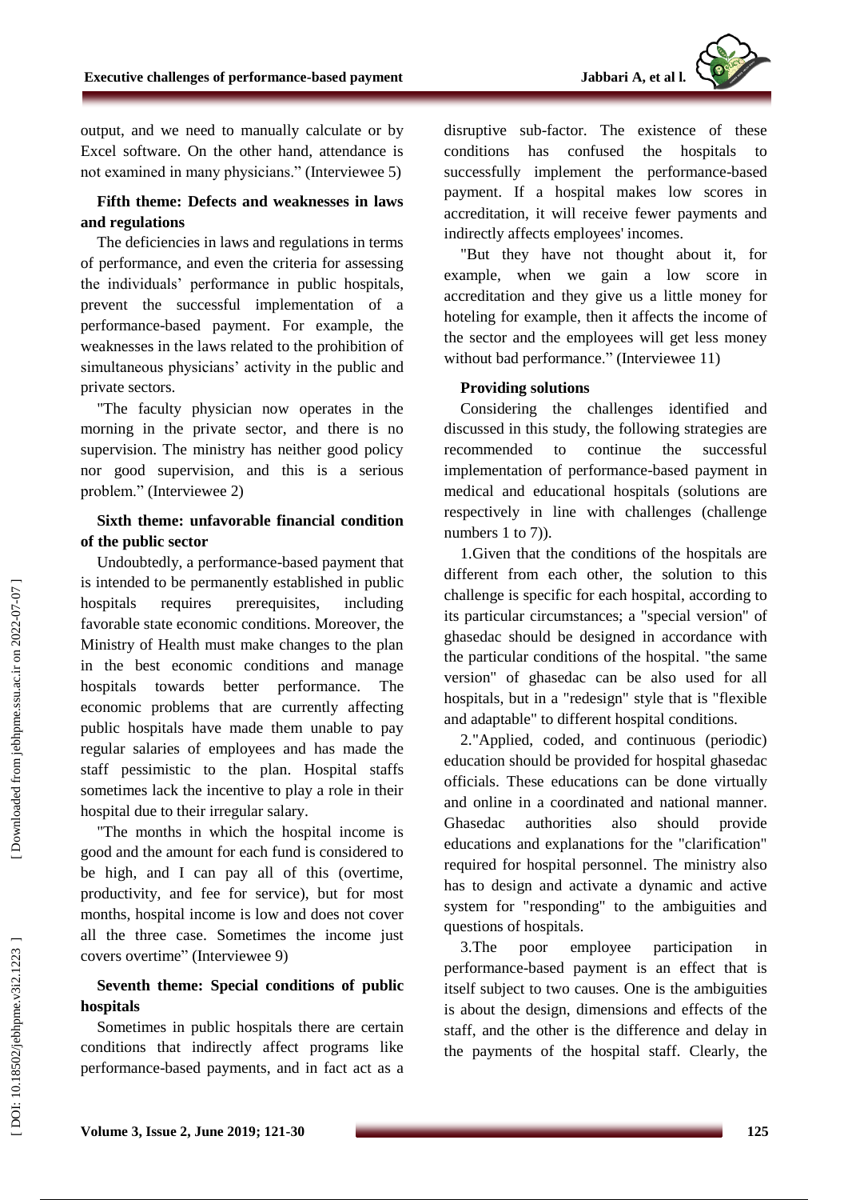output, and we need to manually calculate or by Excel software. On the other hand, attendance is not examined in many physicians." (Interviewee 5)

**Fifth theme: Defects and weaknesses in laws and regulations**

The deficiencies in laws and regulations in terms of performance, and even the criteria for assessing the individuals' performance in public hospitals, prevent the successful implementation of a performance-based payment. For example, the weaknesses in the laws related to the prohibition of simultaneous physicians' activity in the public and private sectors.

"The faculty physician now operates in the morning in the private sector, and there is no supervision. The ministry has neither good policy nor good supervision, and this is a serious problem." (Interviewee 2)

**Sixth theme: unfavorable financial condition of the public sector**

Undoubtedly, a performance-based payment that is intended to be permanently established in public hospitals requires prerequisites, including favorable state economic conditions. Moreover, the Ministry of Health must make changes to the plan in the best economic conditions and manage hospitals towards better performance. The economic problems that are currently affecting public hospitals have made them unable to pay regular salaries of employees and has made the staff pessimistic to the plan. Hospital staffs sometimes lack the incentive to play a role in their hospital due to their irregular salary.

"The months in which the hospital income is good and the amount for each fund is considered to be high, and I can pay all of this (overtime, productivity, and fee for service), but for most months, hospital income is low and does not cover all the three case. Sometimes the income just covers overtime" (Interviewee 9)

**Seventh theme: Special conditions of public hospitals**

Sometimes in public hospitals there are certain conditions that indirectly affect programs like performance-based payments, and in fact act as a disruptive sub-factor. The existence of these conditions has confused the hospitals to successfully implement the performance-based payment. If a hospital makes low scores in accreditation, it will receive fewer payments and indirectly affects employees' incomes.

"But they have not thought about it, for example, when we gain a low score in accreditation and they give us a little money for hoteling for example, then it affects the income of the sector and the employees will get less money without bad performance." (Interviewee 11)

**Providing solutions**

Considering the challenges identified and discussed in this study, the following strategies are recommended to continue the successful implementation of performance-based payment in medical and educational hospitals (solutions are respectively in line with challenges (challenge numbers 1 to 7)).

1.Given that the conditions of the hospitals are different from each other, the solution to this challenge is specific for each hospital, according to its particular circumstances; a "special version" of ghasedac should be designed in accordance with the particular conditions of the hospital. "the same version" of ghasedac can be also used for all hospitals, but in a "redesign" style that is "flexible and adaptable" to different hospital conditions.

2."Applied, coded, and continuous (periodic) education should be provided for hospital ghasedac officials. These educations can be done virtually and online in a coordinated and national manner. Ghasedac authorities also should provide educations and explanations for the "clarification" required for hospital personnel. The ministry also has to design and activate a dynamic and active system for "responding" to the ambiguities and questions of hospitals.

3.The poor employee participation in performance-based payment is an effect that is itself subject to two causes. One is the ambiguities is about the design, dimensions and effects of the staff, and the other is the difference and delay in the payments of the hospital staff. Clearly, the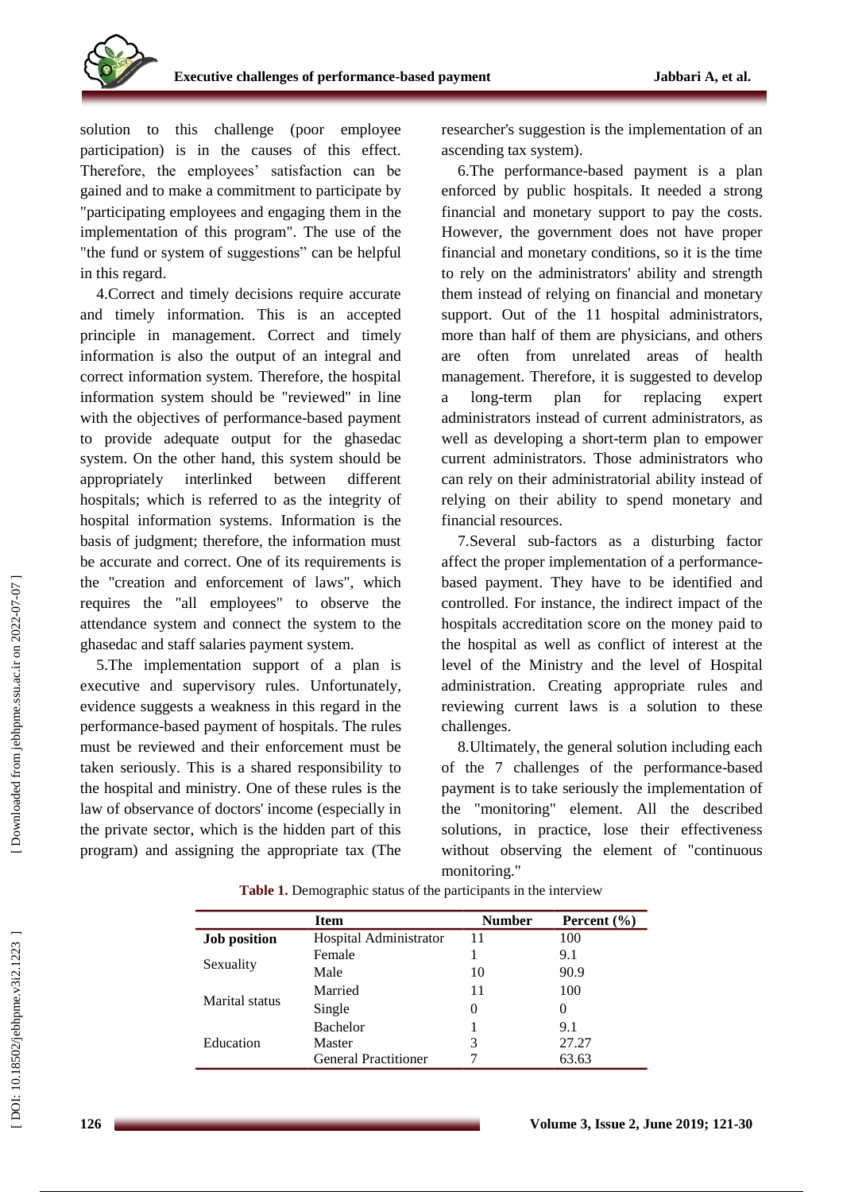solution to this challenge (poor employee participation) is in the causes of this effect. Therefore, the employees' satisfaction can be gained and to make a commitment to participate by "participating employees and engaging them in the implementation of this program". The use of the "the fund or system of suggestions" can be helpful in this regard.

4.Correct and timely decisions require accurate and timely information. This is an accepted principle in management. Correct and timely information is also the output of an integral and correct information system. Therefore, the hospital information system should be "reviewed" in line with the objectives of performance-based payment to provide adequate output for the ghasedac system. On the other hand, this system should be appropriately interlinked between different hospitals; which is referred to as the integrity of hospital information systems. Information is the basis of judgment; therefore, the information must be accurate and correct. One of its requirements is the "creation and enforcement of laws", which requires the "all employees" to observe the attendance system and connect the system to the ghasedac and staff salaries payment system.

5.The implementation support of a plan is executive and supervisory rules. Unfortunately, evidence suggests a weakness in this regard in the performance-based payment of hospitals. The rules must be reviewed and their enforcement must be taken seriously. This is a shared responsibility to the hospital and ministry. One of these rules is the law of observance of doctors' income (especially in the private sector, which is the hidden part of this program) and assigning the appropriate tax (The researcher's suggestion is the implementation of an ascending tax system).

6.The performance-based payment is a plan enforced by public hospitals. It needed a strong financial and monetary support to pay the costs. However, the government does not have proper financial and monetary conditions, so it is the time to rely on the administrators' ability and strength them instead of relying on financial and monetary support. Out of the 11 hospital administrators, more than half of them are physicians, and others are often from unrelated areas of health management. Therefore, it is suggested to develop a long-term plan for replacing expert administrators instead of current administrators, as well as developing a short-term plan to empower current administrators. Those administrators who can rely on their administratorial ability instead of relying on their ability to spend monetary and financial resources.

7.Several sub-factors as a disturbing factor affect the proper implementation of a performance-based payment. They have to be identified and controlled. For instance, the indirect impact of the hospitals accreditation score on the money paid to the hospital as well as conflict of interest at the level of the Ministry and the level of Hospital administration. Creating appropriate rules and reviewing current laws is a solution to these challenges.

8.Ultimately, the general solution including each of the 7 challenges of the performance-based payment is to take seriously the implementation of the "monitoring" element. All the described solutions, in practice, lose their effectiveness without observing the element of "continuous monitoring."

**Table 1.** Demographic status of the participants in the interview

| | Item | Number | Percent (%) |
|---|---|---|---|
| **Job position** | Hospital Administrator | 11 | 100 |
| Sexuality | Female | 1 | 9.1 |
| | Male | 10 | 90.9 |
| Marital status | Married | 11 | 100 |
| | Single | 0 | 0 |
| Education | Bachelor | 1 | 9.1 |
| | Master | 3 | 27.27 |
| | General Practitioner | 7 | 63.63 |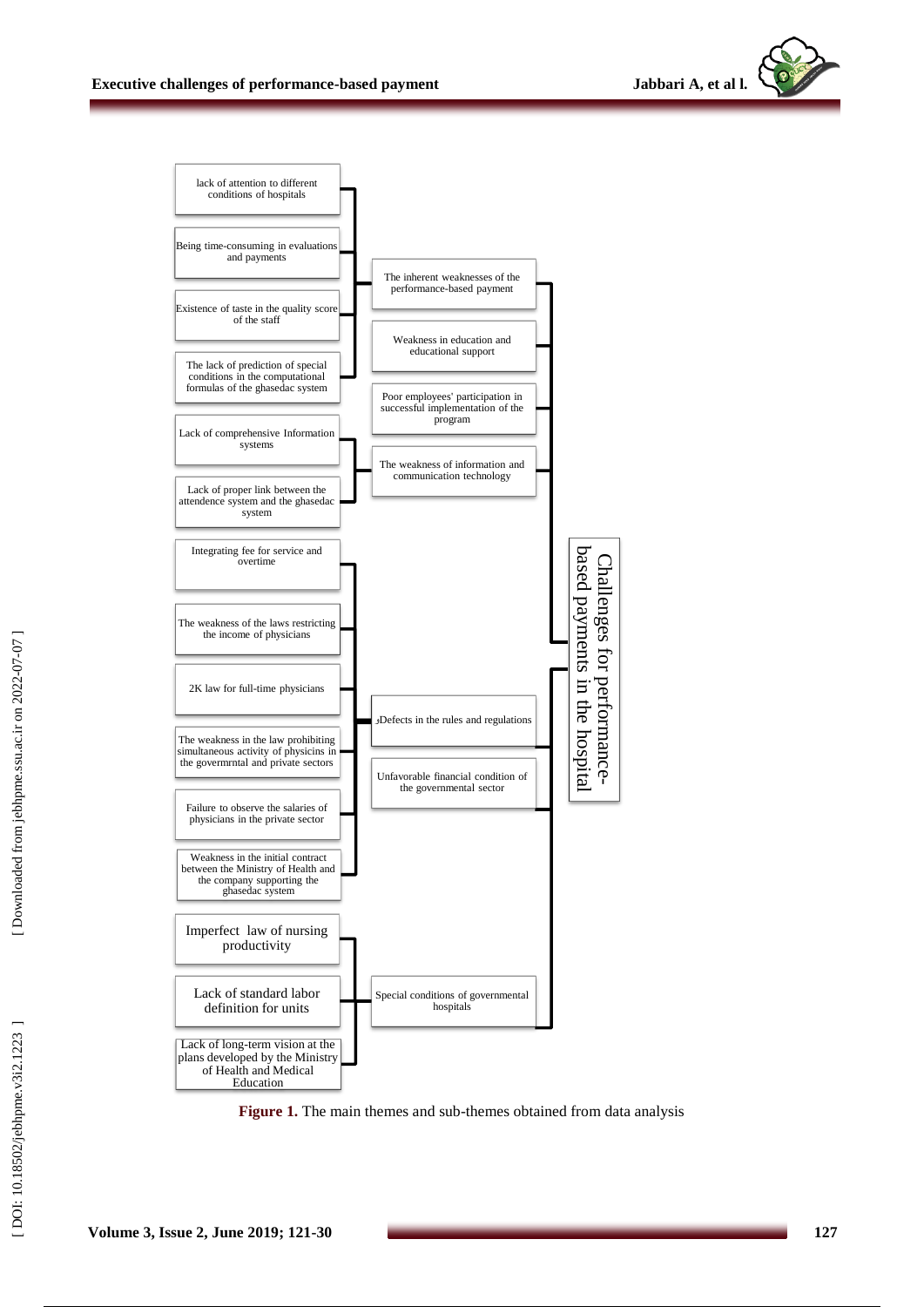- **Challenges for performance-based payments in the hospital**
  - The inherent weaknesses of the performance-based payment
    - lack of attention to different conditions of hospitals
    - Being time-consuming in evaluations and payments
    - Existence of taste in the quality score of the staff
    - The lack of prediction of special conditions in the computational formulas of the ghasedac system
  - Weakness in education and educational support
  - Poor employees' participation in successful implementation of the program
  - The weakness of information and communication technology
    - Lack of comprehensive Information systems
    - Lack of proper link between the attendence system and the ghasedac system
  - Defects in the rules and regulations
    - Integrating fee for service and overtime
    - The weakness of the laws restricting the income of physicians
    - 2K law for full-time physicians
    - The weakness in the law prohibiting simultaneous activity of physicins in the govermrntal and private sectors
    - Failure to observe the salaries of physicians in the private sector
    - Weakness in the initial contract between the Ministry of Health and the company supporting the ghasedac system
  - Unfavorable financial condition of the governmental sector
  - Special conditions of governmental hospitals
    - Imperfect law of nursing productivity
    - Lack of standard labor definition for units
    - Lack of long-term vision at the plans developed by the Ministry of Health and Medical Education

**Figure 1.** The main themes and sub-themes obtained from data analysis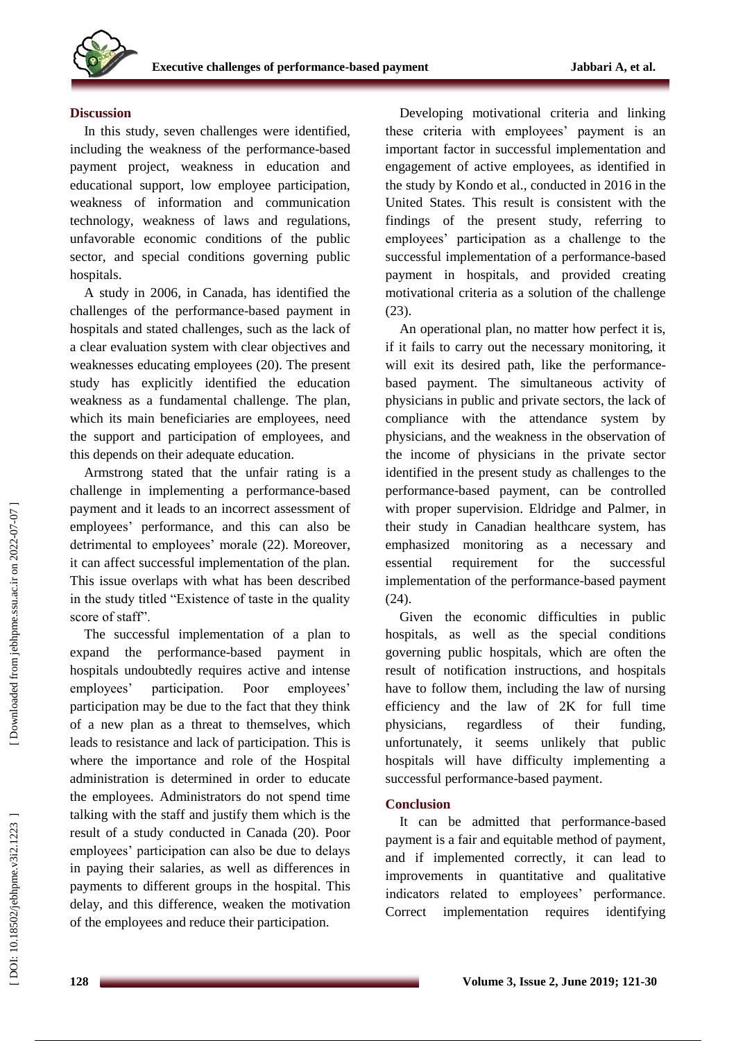## Discussion

In this study, seven challenges were identified, including the weakness of the performance-based payment project, weakness in education and educational support, low employee participation, weakness of information and communication technology, weakness of laws and regulations, unfavorable economic conditions of the public sector, and special conditions governing public hospitals.

A study in 2006, in Canada, has identified the challenges of the performance-based payment in hospitals and stated challenges, such as the lack of a clear evaluation system with clear objectives and weaknesses educating employees (20). The present study has explicitly identified the education weakness as a fundamental challenge. The plan, which its main beneficiaries are employees, need the support and participation of employees, and this depends on their adequate education.

Armstrong stated that the unfair rating is a challenge in implementing a performance-based payment and it leads to an incorrect assessment of employees' performance, and this can also be detrimental to employees' morale (22). Moreover, it can affect successful implementation of the plan. This issue overlaps with what has been described in the study titled "Existence of taste in the quality score of staff".

The successful implementation of a plan to expand the performance-based payment in hospitals undoubtedly requires active and intense employees' participation. Poor employees' participation may be due to the fact that they think of a new plan as a threat to themselves, which leads to resistance and lack of participation. This is where the importance and role of the Hospital administration is determined in order to educate the employees. Administrators do not spend time talking with the staff and justify them which is the result of a study conducted in Canada (20). Poor employees' participation can also be due to delays in paying their salaries, as well as differences in payments to different groups in the hospital. This delay, and this difference, weaken the motivation of the employees and reduce their participation.

Developing motivational criteria and linking these criteria with employees' payment is an important factor in successful implementation and engagement of active employees, as identified in the study by Kondo et al., conducted in 2016 in the United States. This result is consistent with the findings of the present study, referring to employees' participation as a challenge to the successful implementation of a performance-based payment in hospitals, and provided creating motivational criteria as a solution of the challenge (23).

An operational plan, no matter how perfect it is, if it fails to carry out the necessary monitoring, it will exit its desired path, like the performance-based payment. The simultaneous activity of physicians in public and private sectors, the lack of compliance with the attendance system by physicians, and the weakness in the observation of the income of physicians in the private sector identified in the present study as challenges to the performance-based payment, can be controlled with proper supervision. Eldridge and Palmer, in their study in Canadian healthcare system, has emphasized monitoring as a necessary and essential requirement for the successful implementation of the performance-based payment (24).

Given the economic difficulties in public hospitals, as well as the special conditions governing public hospitals, which are often the result of notification instructions, and hospitals have to follow them, including the law of nursing efficiency and the law of 2K for full time physicians, regardless of their funding, unfortunately, it seems unlikely that public hospitals will have difficulty implementing a successful performance-based payment.

## Conclusion

It can be admitted that performance-based payment is a fair and equitable method of payment, and if implemented correctly, it can lead to improvements in quantitative and qualitative indicators related to employees' performance. Correct implementation requires identifying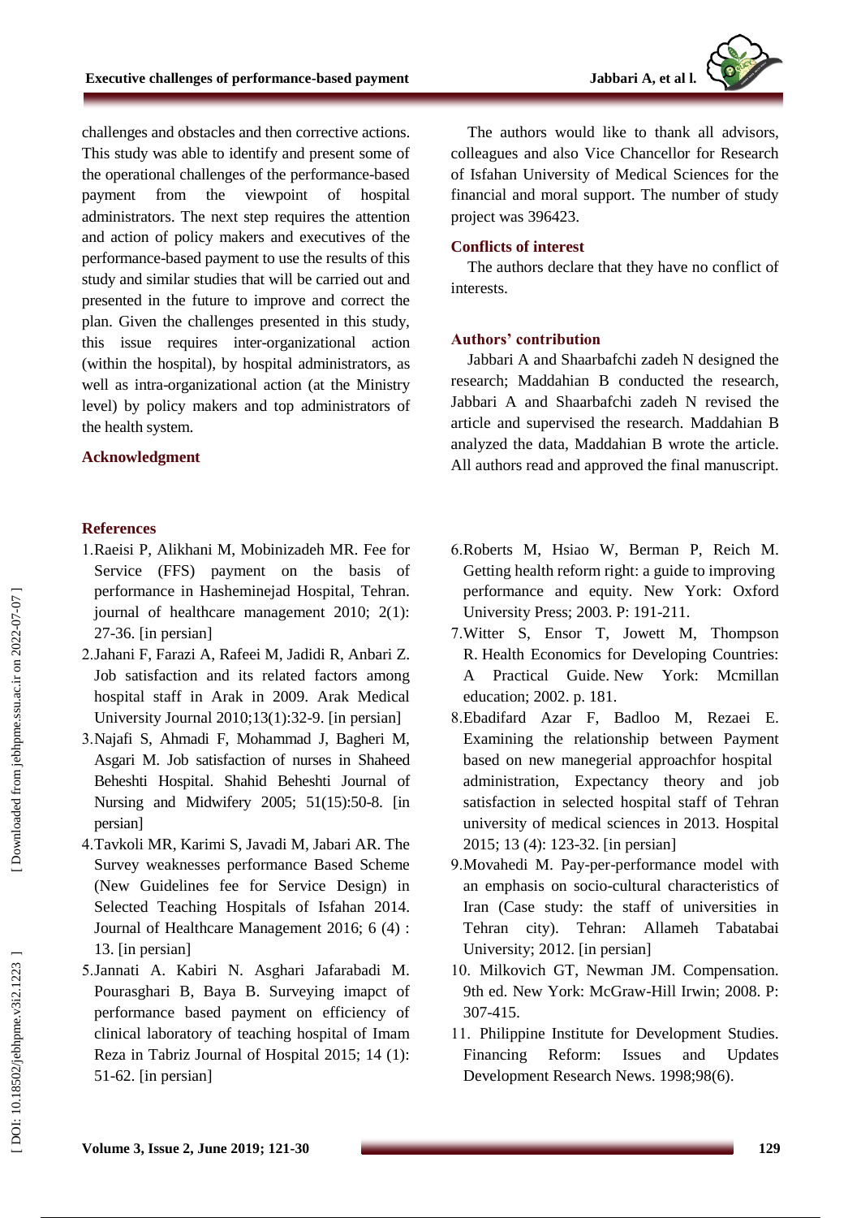challenges and obstacles and then corrective actions. This study was able to identify and present some of the operational challenges of the performance-based payment from the viewpoint of hospital administrators. The next step requires the attention and action of policy makers and executives of the performance-based payment to use the results of this study and similar studies that will be carried out and presented in the future to improve and correct the plan. Given the challenges presented in this study, this issue requires inter-organizational action (within the hospital), by hospital administrators, as well as intra-organizational action (at the Ministry level) by policy makers and top administrators of the health system.

## Acknowledgment

The authors would like to thank all advisors, colleagues and also Vice Chancellor for Research of Isfahan University of Medical Sciences for the financial and moral support. The number of study project was 396423.

## Conflicts of interest

The authors declare that they have no conflict of interests.

## Authors' contribution

Jabbari A and Shaarbafchi zadeh N designed the research; Maddahian B conducted the research, Jabbari A and Shaarbafchi zadeh N revised the article and supervised the research. Maddahian B analyzed the data, Maddahian B wrote the article. All authors read and approved the final manuscript.

## References

1. Raeisi P, Alikhani M, Mobinizadeh MR. Fee for Service (FFS) payment on the basis of performance in Hasheminejad Hospital, Tehran. journal of healthcare management 2010; 2(1): 27-36. [in persian]
2. Jahani F, Farazi A, Rafeei M, Jadidi R, Anbari Z. Job satisfaction and its related factors among hospital staff in Arak in 2009. Arak Medical University Journal 2010;13(1):32-9. [in persian]
3. Najafi S, Ahmadi F, Mohammad J, Bagheri M, Asgari M. Job satisfaction of nurses in Shaheed Beheshti Hospital. Shahid Beheshti Journal of Nursing and Midwifery 2005; 51(15):50-8. [in persian]
4. Tavkoli MR, Karimi S, Javadi M, Jabari AR. The Survey weaknesses performance Based Scheme (New Guidelines fee for Service Design) in Selected Teaching Hospitals of Isfahan 2014. Journal of Healthcare Management 2016; 6 (4) : 13. [in persian]
5. Jannati A. Kabiri N. Asghari Jafarabadi M. Pourasghari B, Baya B. Surveying imapct of performance based payment on efficiency of clinical laboratory of teaching hospital of Imam Reza in Tabriz Journal of Hospital 2015; 14 (1): 51-62. [in persian]
6. Roberts M, Hsiao W, Berman P, Reich M. Getting health reform right: a guide to improving performance and equity. New York: Oxford University Press; 2003. P: 191-211.
7. Witter S, Ensor T, Jowett M, Thompson R. Health Economics for Developing Countries: A Practical Guide. New York: Mcmillan education; 2002. p. 181.
8. Ebadifard Azar F, Badloo M, Rezaei E. Examining the relationship between Payment based on new manegerial approachfor hospital administration, Expectancy theory and job satisfaction in selected hospital staff of Tehran university of medical sciences in 2013. Hospital 2015; 13 (4): 123-32. [in persian]
9. Movahedi M. Pay-per-performance model with an emphasis on socio-cultural characteristics of Iran (Case study: the staff of universities in Tehran city). Tehran: Allameh Tabatabai University; 2012. [in persian]
10. Milkovich GT, Newman JM. Compensation. 9th ed. New York: McGraw-Hill Irwin; 2008. P: 307-415.
11. Philippine Institute for Development Studies. Financing Reform: Issues and Updates Development Research News. 1998;98(6).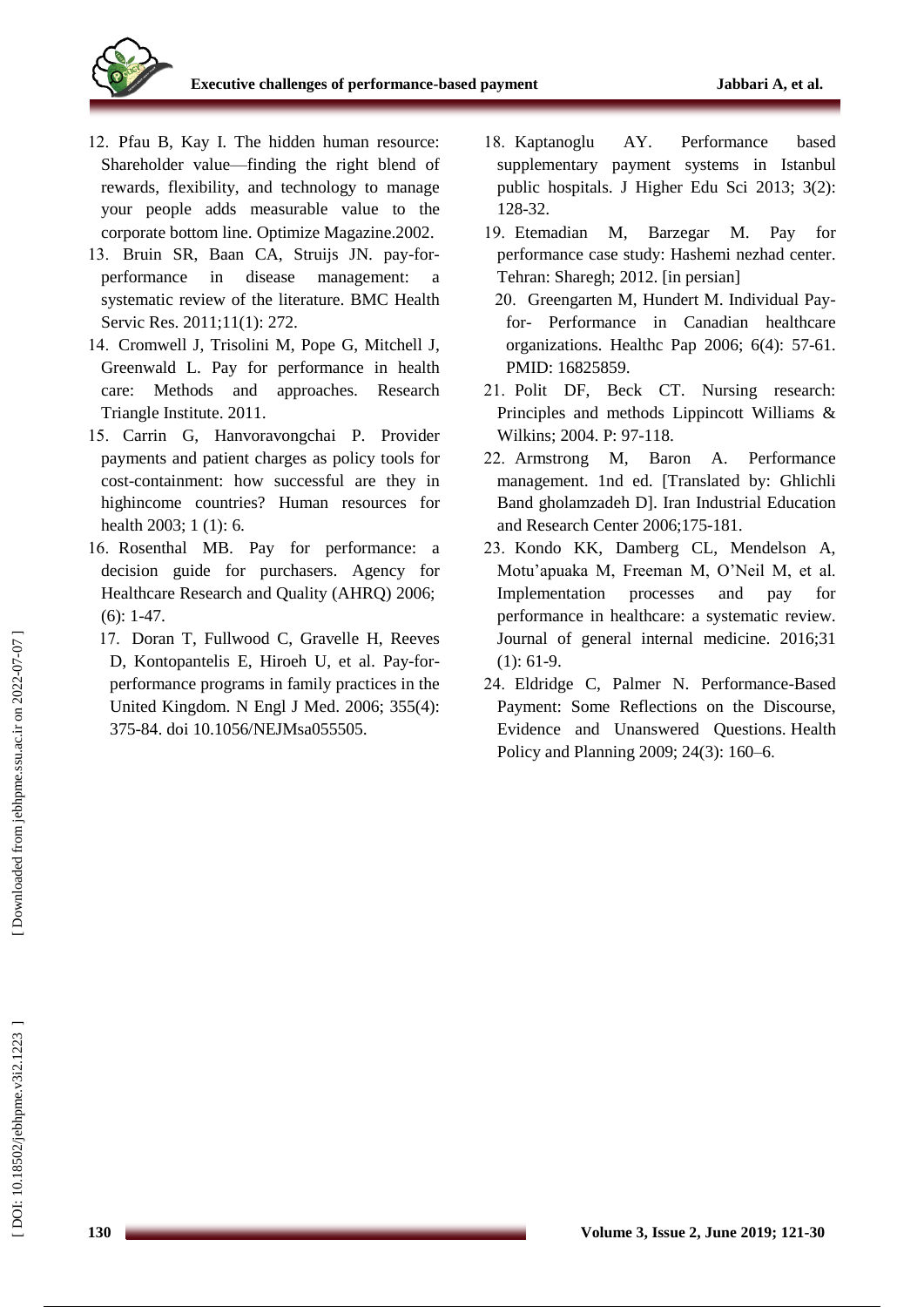12. Pfau B, Kay I. The hidden human resource: Shareholder value—finding the right blend of rewards, flexibility, and technology to manage your people adds measurable value to the corporate bottom line. Optimize Magazine.2002.
13. Bruin SR, Baan CA, Struijs JN. pay-for-performance in disease management: a systematic review of the literature. BMC Health Servic Res. 2011;11(1): 272.
14. Cromwell J, Trisolini M, Pope G, Mitchell J, Greenwald L. Pay for performance in health care: Methods and approaches. Research Triangle Institute. 2011.
15. Carrin G, Hanvoravongchai P. Provider payments and patient charges as policy tools for cost-containment: how successful are they in highincome countries? Human resources for health 2003; 1 (1): 6.
16. Rosenthal MB. Pay for performance: a decision guide for purchasers. Agency for Healthcare Research and Quality (AHRQ) 2006; (6): 1-47.
17. Doran T, Fullwood C, Gravelle H, Reeves D, Kontopantelis E, Hiroeh U, et al. Pay-for-performance programs in family practices in the United Kingdom. N Engl J Med. 2006; 355(4): 375-84. doi 10.1056/NEJMsa055505.
18. Kaptanoglu AY. Performance based supplementary payment systems in Istanbul public hospitals. J Higher Edu Sci 2013; 3(2): 128-32.
19. Etemadian M, Barzegar M. Pay for performance case study: Hashemi nezhad center. Tehran: Sharegh; 2012. [in persian]
20. Greengarten M, Hundert M. Individual Pay-for- Performance in Canadian healthcare organizations. Healthc Pap 2006; 6(4): 57-61. PMID: 16825859.
21. Polit DF, Beck CT. Nursing research: Principles and methods Lippincott Williams & Wilkins; 2004. P: 97-118.
22. Armstrong M, Baron A. Performance management. 1nd ed. [Translated by: Ghlichli Band gholamzadeh D]. Iran Industrial Education and Research Center 2006;175-181.
23. Kondo KK, Damberg CL, Mendelson A, Motu'apuaka M, Freeman M, O'Neil M, et al. Implementation processes and pay for performance in healthcare: a systematic review. Journal of general internal medicine. 2016;31 (1): 61-9.
24. Eldridge C, Palmer N. Performance-Based Payment: Some Reflections on the Discourse, Evidence and Unanswered Questions. Health Policy and Planning 2009; 24(3): 160–6.